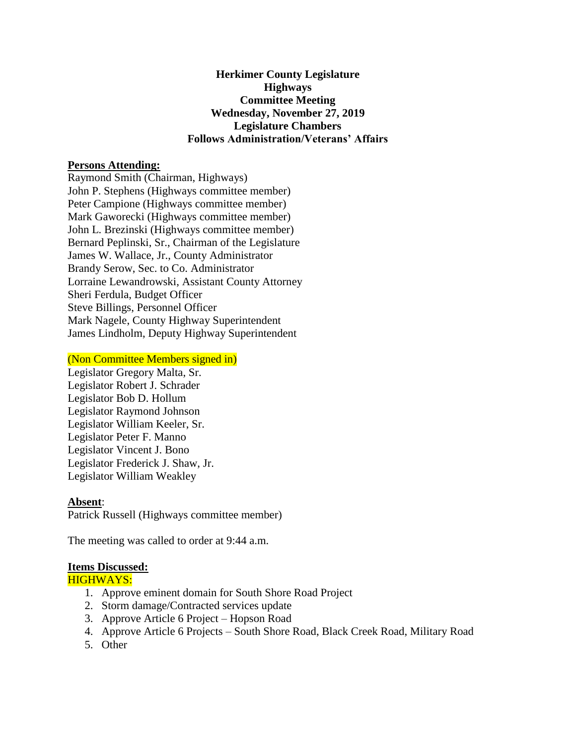**Herkimer County Legislature**
**Highways**
**Committee Meeting**
**Wednesday, November 27, 2019**
**Legislature Chambers**
**Follows Administration/Veterans' Affairs**

**Persons Attending:**

Raymond Smith (Chairman, Highways)
John P. Stephens (Highways committee member)
Peter Campione (Highways committee member)
Mark Gaworecki (Highways committee member)
John L. Brezinski (Highways committee member)
Bernard Peplinski, Sr., Chairman of the Legislature
James W. Wallace, Jr., County Administrator
Brandy Serow, Sec. to Co. Administrator
Lorraine Lewandrowski, Assistant County Attorney
Sheri Ferdula, Budget Officer
Steve Billings, Personnel Officer
Mark Nagele, County Highway Superintendent
James Lindholm, Deputy Highway Superintendent

(Non Committee Members signed in)

Legislator Gregory Malta, Sr.
Legislator Robert J. Schrader
Legislator Bob D. Hollum
Legislator Raymond Johnson
Legislator William Keeler, Sr.
Legislator Peter F. Manno
Legislator Vincent J. Bono
Legislator Frederick J. Shaw, Jr.
Legislator William Weakley

**Absent**:

Patrick Russell (Highways committee member)

The meeting was called to order at 9:44 a.m.

**Items Discussed:**

HIGHWAYS:

1. Approve eminent domain for South Shore Road Project
2. Storm damage/Contracted services update
3. Approve Article 6 Project – Hopson Road
4. Approve Article 6 Projects – South Shore Road, Black Creek Road, Military Road
5. Other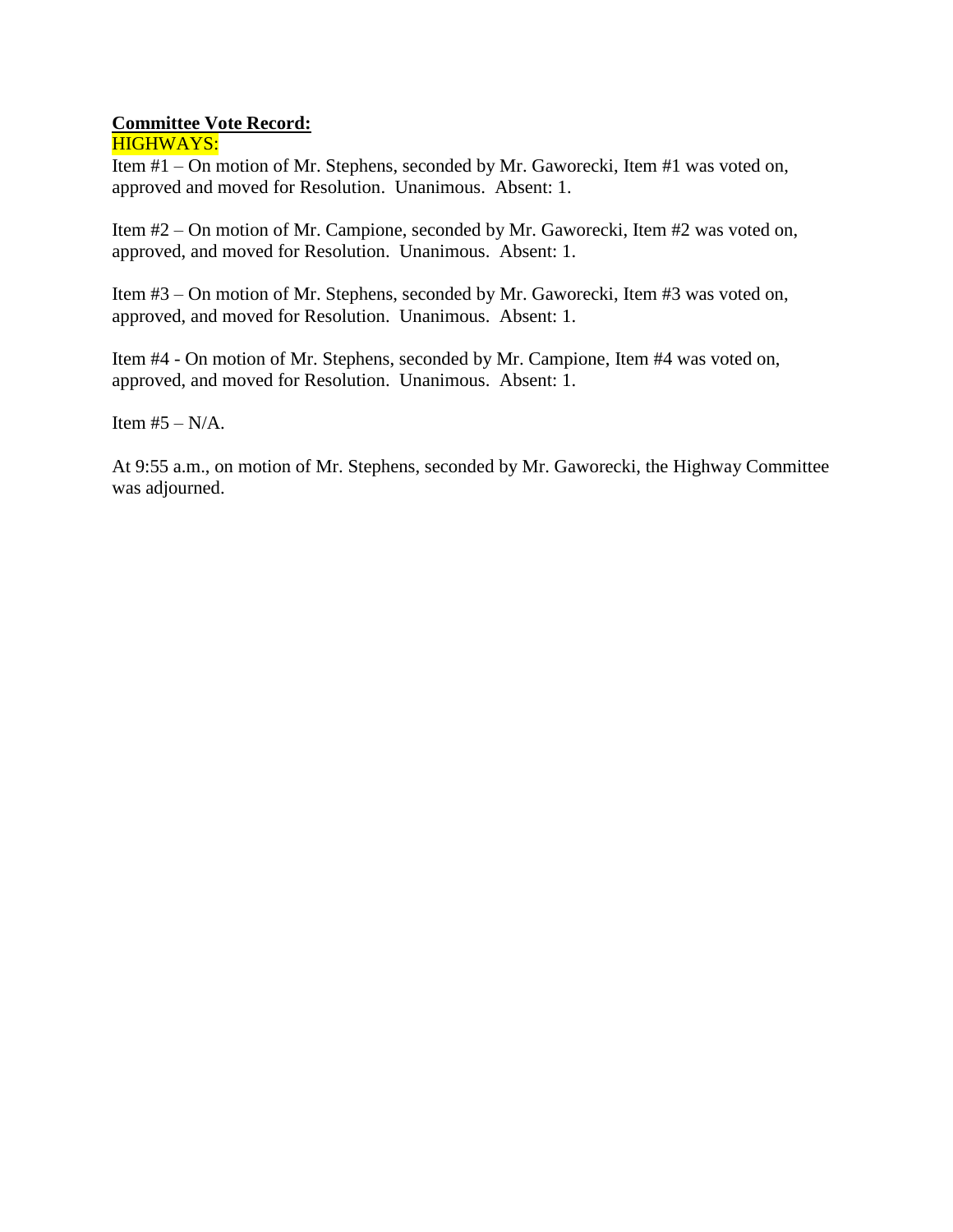**Committee Vote Record:**

HIGHWAYS:

Item #1 – On motion of Mr. Stephens, seconded by Mr. Gaworecki, Item #1 was voted on, approved and moved for Resolution. Unanimous. Absent: 1.

Item #2 – On motion of Mr. Campione, seconded by Mr. Gaworecki, Item #2 was voted on, approved, and moved for Resolution. Unanimous. Absent: 1.

Item #3 – On motion of Mr. Stephens, seconded by Mr. Gaworecki, Item #3 was voted on, approved, and moved for Resolution. Unanimous. Absent: 1.

Item #4 - On motion of Mr. Stephens, seconded by Mr. Campione, Item #4 was voted on, approved, and moved for Resolution. Unanimous. Absent: 1.

Item #5 – N/A.

At 9:55 a.m., on motion of Mr. Stephens, seconded by Mr. Gaworecki, the Highway Committee was adjourned.